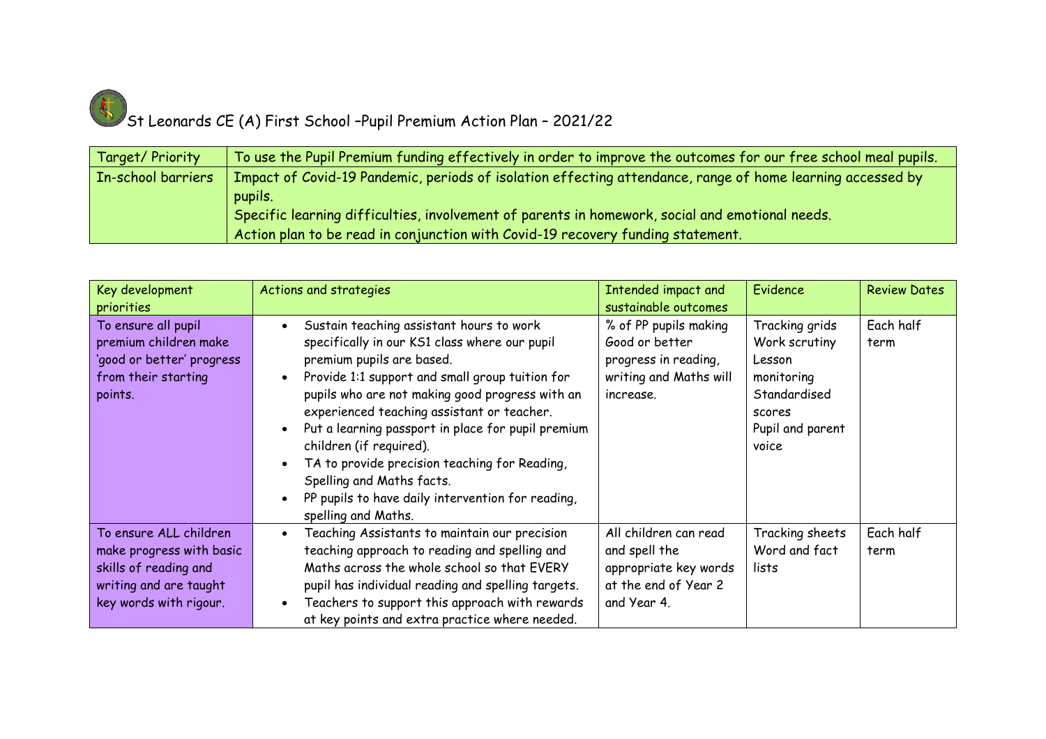# St Leonards CE (A) First School –Pupil Premium Action Plan – 2021/22

| Target/ Priority | To use the Pupil Premium funding effectively in order to improve the outcomes for our free school meal pupils. |
|---|---|
| In-school barriers | Impact of Covid-19 Pandemic, periods of isolation effecting attendance, range of home learning accessed by pupils.<br>Specific learning difficulties, involvement of parents in homework, social and emotional needs.<br>Action plan to be read in conjunction with Covid-19 recovery funding statement. |

| Key development priorities | Actions and strategies | Intended impact and sustainable outcomes | Evidence | Review Dates |
|---|---|---|---|---|
| To ensure all pupil premium children make 'good or better' progress from their starting points. | • Sustain teaching assistant hours to work specifically in our KS1 class where our pupil premium pupils are based.<br>• Provide 1:1 support and small group tuition for pupils who are not making good progress with an experienced teaching assistant or teacher.<br>• Put a learning passport in place for pupil premium children (if required).<br>• TA to provide precision teaching for Reading, Spelling and Maths facts.<br>• PP pupils to have daily intervention for reading, spelling and Maths. | % of PP pupils making Good or better progress in reading, writing and Maths will increase. | Tracking grids<br>Work scrutiny<br>Lesson monitoring<br>Standardised scores<br>Pupil and parent voice | Each half term |
| To ensure ALL children make progress with basic skills of reading and writing and are taught key words with rigour. | • Teaching Assistants to maintain our precision teaching approach to reading and spelling and Maths across the whole school so that EVERY pupil has individual reading and spelling targets.<br>• Teachers to support this approach with rewards at key points and extra practice where needed. | All children can read and spell the appropriate key words at the end of Year 2 and Year 4. | Tracking sheets<br>Word and fact lists | Each half term |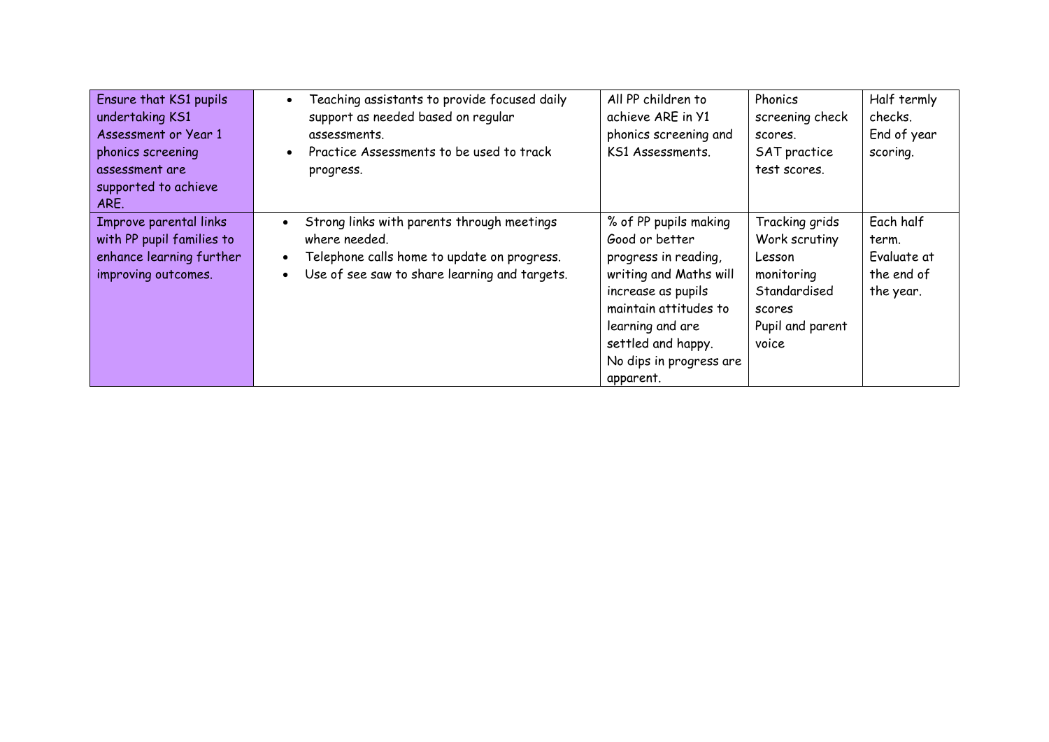| | | | | |
|---|---|---|---|---|
| Ensure that KS1 pupils undertaking KS1 Assessment or Year 1 phonics screening assessment are supported to achieve ARE. | • Teaching assistants to provide focused daily support as needed based on regular assessments.<br>• Practice Assessments to be used to track progress. | All PP children to achieve ARE in Y1 phonics screening and KS1 Assessments. | Phonics screening check scores.<br>SAT practice test scores. | Half termly checks.<br>End of year scoring. |
| Improve parental links with PP pupil families to enhance learning further improving outcomes. | • Strong links with parents through meetings where needed.<br>• Telephone calls home to update on progress.<br>• Use of see saw to share learning and targets. | % of PP pupils making Good or better progress in reading, writing and Maths will increase as pupils maintain attitudes to learning and are settled and happy.<br>No dips in progress are apparent. | Tracking grids<br>Work scrutiny<br>Lesson monitoring<br>Standardised scores<br>Pupil and parent voice | Each half term.<br>Evaluate at the end of the year. |